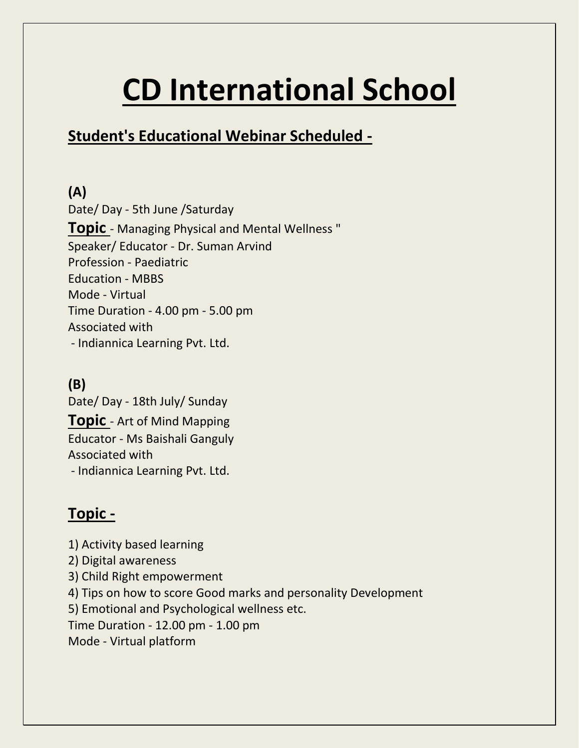# CD International School

## Student's Educational Webinar Scheduled -

**(A)**

Date/ Day - 5th June /Saturday

**Topic** - Managing Physical and Mental Wellness "

Speaker/ Educator - Dr. Suman Arvind

Profession - Paediatric

Education - MBBS

Mode - Virtual

Time Duration - 4.00 pm - 5.00 pm

Associated with

- Indiannica Learning Pvt. Ltd.

**(B)**

Date/ Day - 18th July/ Sunday

**Topic** - Art of Mind Mapping

Educator - Ms Baishali Ganguly

Associated with

- Indiannica Learning Pvt. Ltd.

## Topic -

1) Activity based learning
2) Digital awareness
3) Child Right empowerment
4) Tips on how to score Good marks and personality Development
5) Emotional and Psychological wellness etc.

Time Duration - 12.00 pm - 1.00 pm

Mode - Virtual platform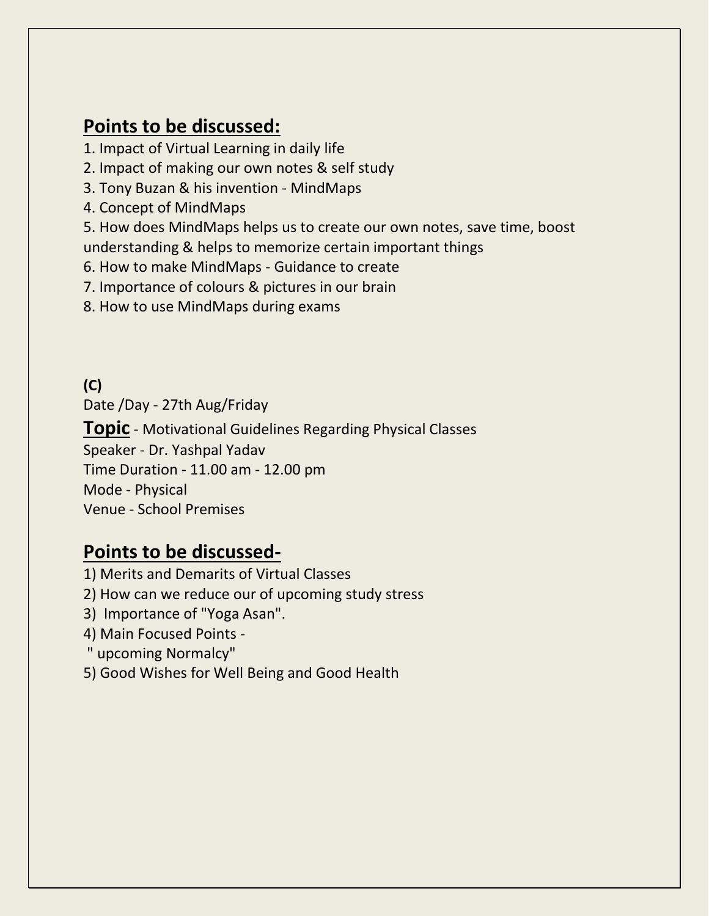## Points to be discussed:

1. Impact of Virtual Learning in daily life
2. Impact of making our own notes & self study
3. Tony Buzan & his invention - MindMaps
4. Concept of MindMaps
5. How does MindMaps helps us to create our own notes, save time, boost understanding & helps to memorize certain important things
6. How to make MindMaps - Guidance to create
7. Importance of colours & pictures in our brain
8. How to use MindMaps during exams

**(C)**

Date /Day - 27th Aug/Friday

**Topic** - Motivational Guidelines Regarding Physical Classes

Speaker - Dr. Yashpal Yadav

Time Duration - 11.00 am - 12.00 pm

Mode - Physical

Venue - School Premises

## Points to be discussed-

1) Merits and Demarits of Virtual Classes
2) How can we reduce our of upcoming study stress
3) Importance of "Yoga Asan".
4) Main Focused Points -
 " upcoming Normalcy"
5) Good Wishes for Well Being and Good Health